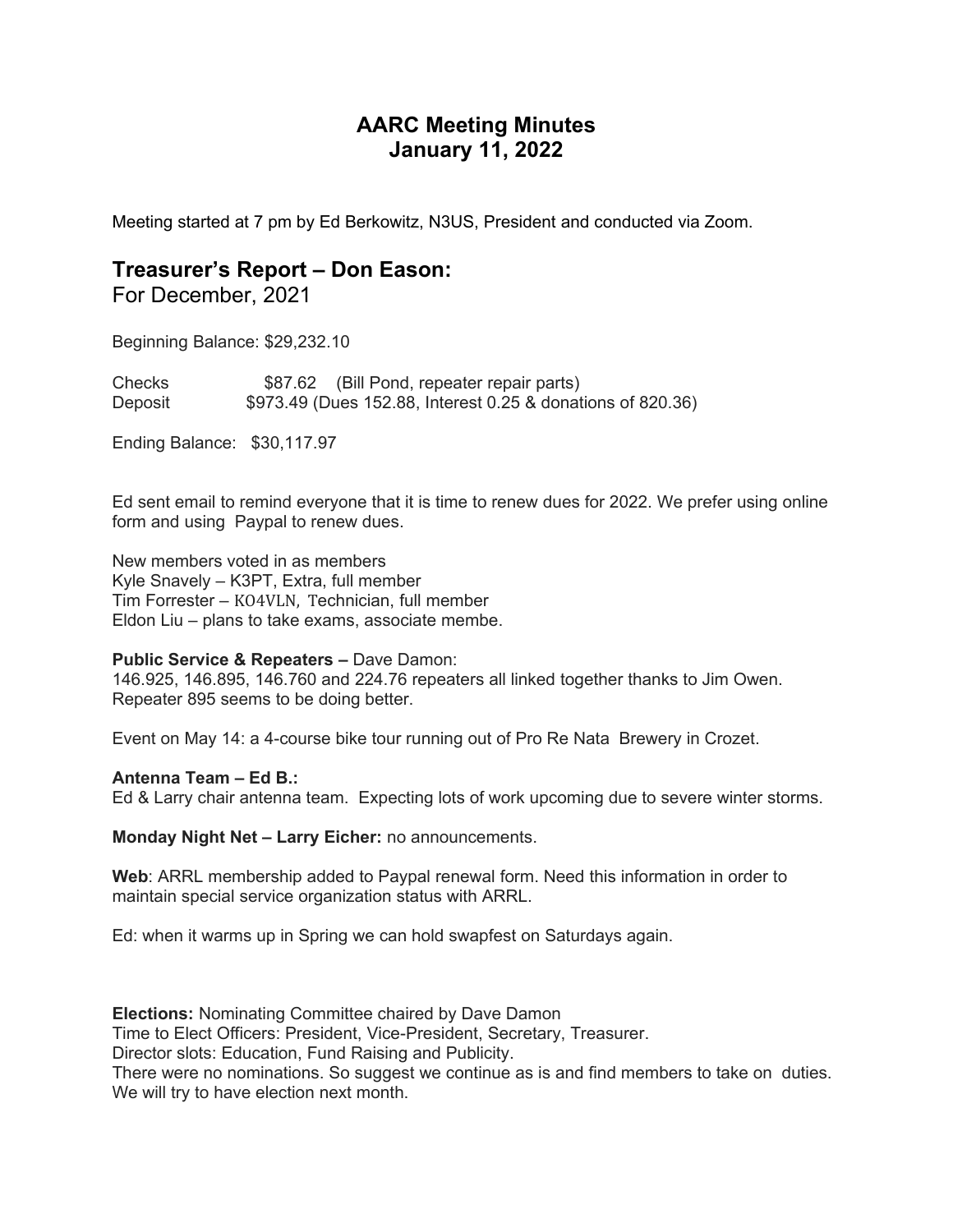# AARC Meeting Minutes
# January 11, 2022

Meeting started at 7 pm by Ed Berkowitz, N3US, President and conducted via Zoom.

## Treasurer's Report – Don Eason:

For December, 2021

Beginning Balance: $29,232.10

Checks $87.62 (Bill Pond, repeater repair parts)
Deposit $973.49 (Dues 152.88, Interest 0.25 & donations of 820.36)

Ending Balance: $30,117.97

Ed sent email to remind everyone that it is time to renew dues for 2022. We prefer using online form and using Paypal to renew dues.

New members voted in as members
Kyle Snavely – K3PT, Extra, full member
Tim Forrester – KO4VLN, Technician, full member
Eldon Liu – plans to take exams, associate membe.

**Public Service & Repeaters –** Dave Damon:
146.925, 146.895, 146.760 and 224.76 repeaters all linked together thanks to Jim Owen.
Repeater 895 seems to be doing better.

Event on May 14: a 4-course bike tour running out of Pro Re Nata Brewery in Crozet.

**Antenna Team – Ed B.:**
Ed & Larry chair antenna team. Expecting lots of work upcoming due to severe winter storms.

**Monday Night Net – Larry Eicher:** no announcements.

**Web**: ARRL membership added to Paypal renewal form. Need this information in order to maintain special service organization status with ARRL.

Ed: when it warms up in Spring we can hold swapfest on Saturdays again.

**Elections:** Nominating Committee chaired by Dave Damon
Time to Elect Officers: President, Vice-President, Secretary, Treasurer.
Director slots: Education, Fund Raising and Publicity.
There were no nominations. So suggest we continue as is and find members to take on duties.
We will try to have election next month.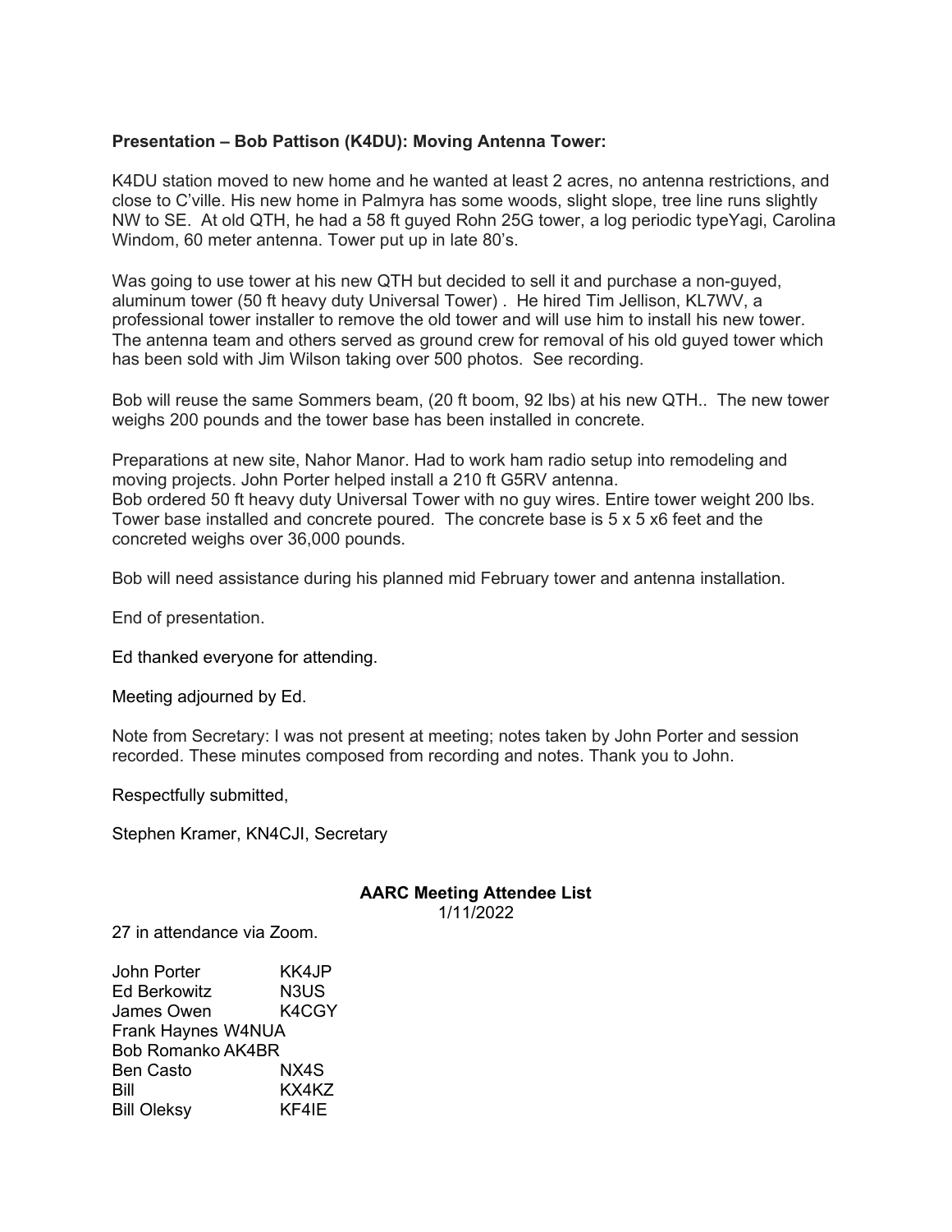**Presentation – Bob Pattison (K4DU): Moving Antenna Tower:**

K4DU station moved to new home and he wanted at least 2 acres, no antenna restrictions, and close to C'ville. His new home in Palmyra has some woods, slight slope, tree line runs slightly NW to SE. At old QTH, he had a 58 ft guyed Rohn 25G tower, a log periodic typeYagi, Carolina Windom, 60 meter antenna. Tower put up in late 80's.

Was going to use tower at his new QTH but decided to sell it and purchase a non-guyed, aluminum tower (50 ft heavy duty Universal Tower) . He hired Tim Jellison, KL7WV, a professional tower installer to remove the old tower and will use him to install his new tower. The antenna team and others served as ground crew for removal of his old guyed tower which has been sold with Jim Wilson taking over 500 photos. See recording.

Bob will reuse the same Sommers beam, (20 ft boom, 92 lbs) at his new QTH.. The new tower weighs 200 pounds and the tower base has been installed in concrete.

Preparations at new site, Nahor Manor. Had to work ham radio setup into remodeling and moving projects. John Porter helped install a 210 ft G5RV antenna.
Bob ordered 50 ft heavy duty Universal Tower with no guy wires. Entire tower weight 200 lbs. Tower base installed and concrete poured. The concrete base is 5 x 5 x6 feet and the concreted weighs over 36,000 pounds.

Bob will need assistance during his planned mid February tower and antenna installation.

End of presentation.

Ed thanked everyone for attending.

Meeting adjourned by Ed.

Note from Secretary: I was not present at meeting; notes taken by John Porter and session recorded. These minutes composed from recording and notes. Thank you to John.

Respectfully submitted,

Stephen Kramer, KN4CJI, Secretary

**AARC Meeting Attendee List**
1/11/2022

27 in attendance via Zoom.

| | |
|---|---|
| John Porter | KK4JP |
| Ed Berkowitz | N3US |
| James Owen | K4CGY |
| Frank Haynes W4NUA | |
| Bob Romanko AK4BR | |
| Ben Casto | NX4S |
| Bill | KX4KZ |
| Bill Oleksy | KF4IE |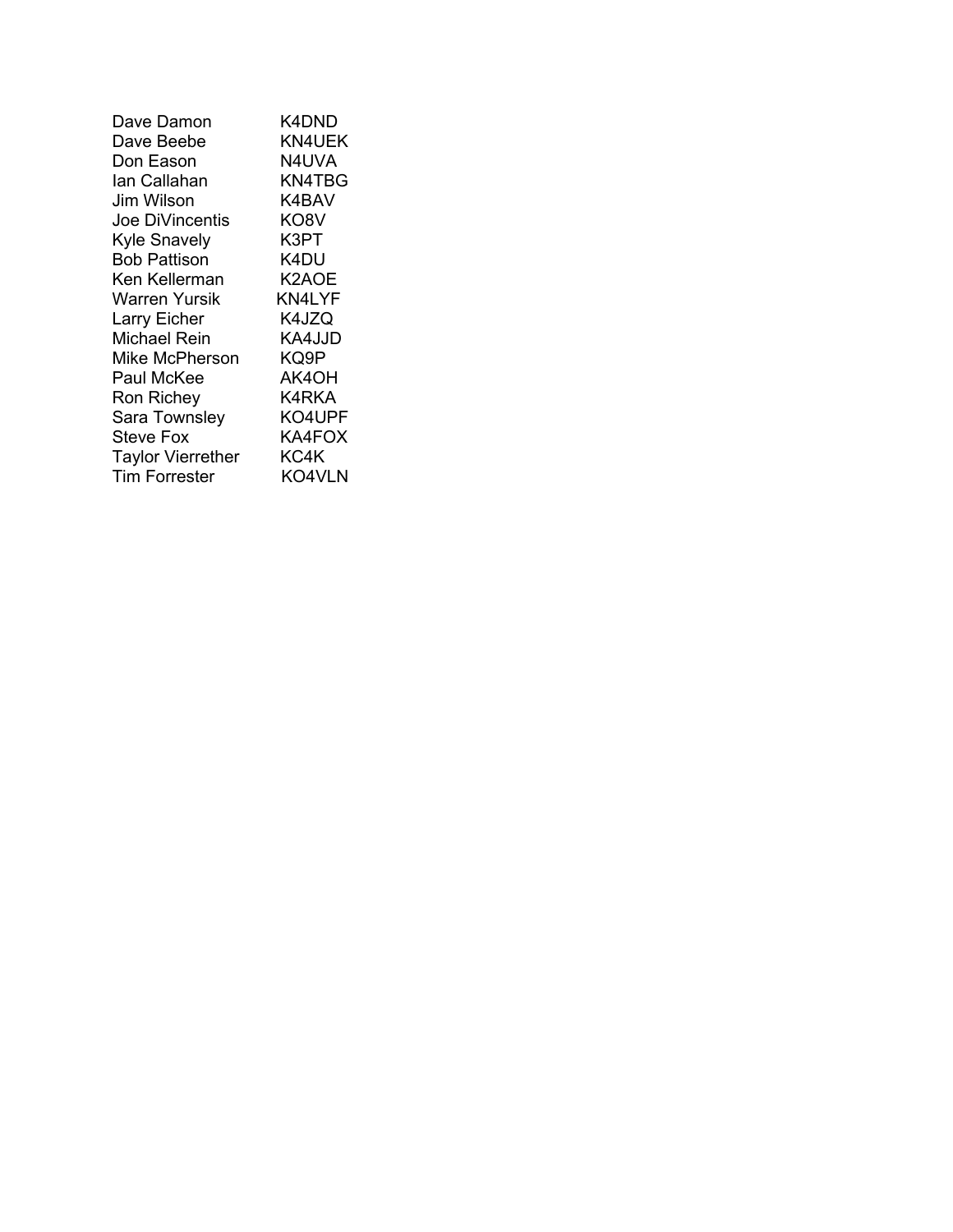| | |
|---|---|
| Dave Damon | K4DND |
| Dave Beebe | KN4UEK |
| Don Eason | N4UVA |
| Ian Callahan | KN4TBG |
| Jim Wilson | K4BAV |
| Joe DiVincentis | KO8V |
| Kyle Snavely | K3PT |
| Bob Pattison | K4DU |
| Ken Kellerman | K2AOE |
| Warren Yursik | KN4LYF |
| Larry Eicher | K4JZQ |
| Michael Rein | KA4JJD |
| Mike McPherson | KQ9P |
| Paul McKee | AK4OH |
| Ron Richey | K4RKA |
| Sara Townsley | KO4UPF |
| Steve Fox | KA4FOX |
| Taylor Vierrether | KC4K |
| Tim Forrester | KO4VLN |